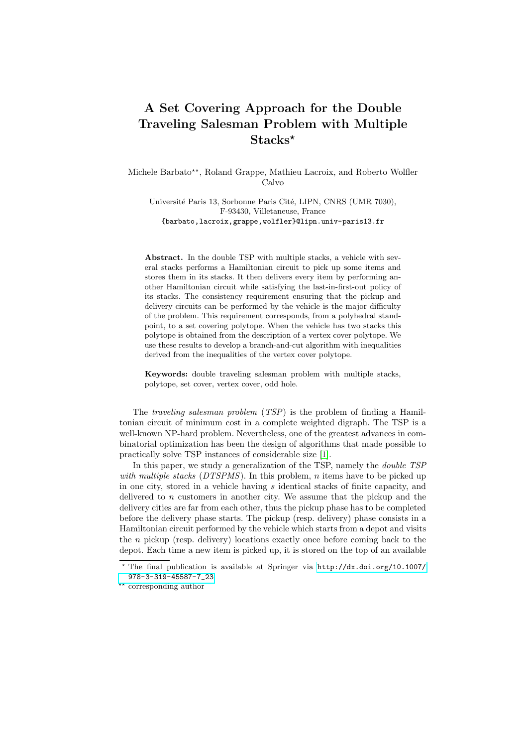# A Set Covering Approach for the Double Traveling Salesman Problem with Multiple Stacks*

Michele Barbato**, Roland Grappe, Mathieu Lacroix, and Roberto Wolfler Calvo

Université Paris 13, Sorbonne Paris Cité, LIPN, CNRS (UMR 7030), F-93430, Villetaneuse, France
{barbato,lacroix,grappe,wolfler}@lipn.univ-paris13.fr

**Abstract.** In the double TSP with multiple stacks, a vehicle with several stacks performs a Hamiltonian circuit to pick up some items and stores them in its stacks. It then delivers every item by performing another Hamiltonian circuit while satisfying the last-in-first-out policy of its stacks. The consistency requirement ensuring that the pickup and delivery circuits can be performed by the vehicle is the major difficulty of the problem. This requirement corresponds, from a polyhedral standpoint, to a set covering polytope. When the vehicle has two stacks this polytope is obtained from the description of a vertex cover polytope. We use these results to develop a branch-and-cut algorithm with inequalities derived from the inequalities of the vertex cover polytope.

**Keywords:** double traveling salesman problem with multiple stacks, polytope, set cover, vertex cover, odd hole.

The *traveling salesman problem* (*TSP*) is the problem of finding a Hamiltonian circuit of minimum cost in a complete weighted digraph. The TSP is a well-known NP-hard problem. Nevertheless, one of the greatest advances in combinatorial optimization has been the design of algorithms that made possible to practically solve TSP instances of considerable size [1].

In this paper, we study a generalization of the TSP, namely the *double TSP with multiple stacks* (*DTSPMS*). In this problem, $n$ items have to be picked up in one city, stored in a vehicle having $s$ identical stacks of finite capacity, and delivered to $n$ customers in another city. We assume that the pickup and the delivery cities are far from each other, thus the pickup phase has to be completed before the delivery phase starts. The pickup (resp. delivery) phase consists in a Hamiltonian circuit performed by the vehicle which starts from a depot and visits the $n$ pickup (resp. delivery) locations exactly once before coming back to the depot. Each time a new item is picked up, it is stored on the top of an available

* The final publication is available at Springer via http://dx.doi.org/10.1007/978-3-319-45587-7_23

** corresponding author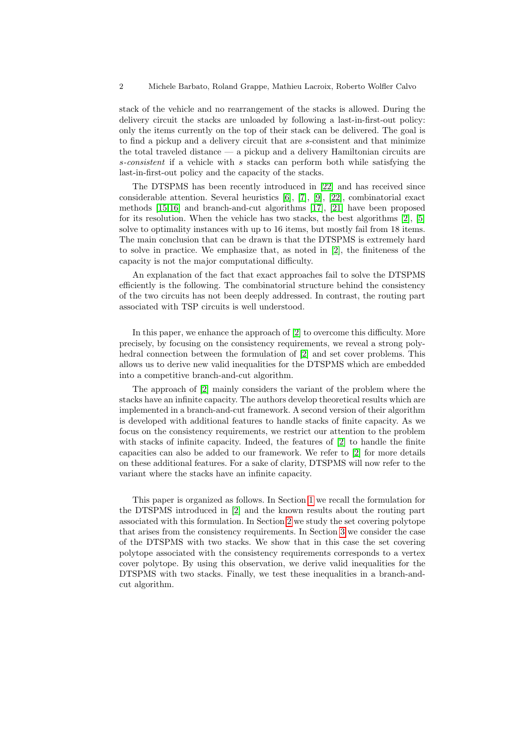stack of the vehicle and no rearrangement of the stacks is allowed. During the delivery circuit the stacks are unloaded by following a last-in-first-out policy: only the items currently on the top of their stack can be delivered. The goal is to find a pickup and a delivery circuit that are $s$-consistent and that minimize the total traveled distance — a pickup and a delivery Hamiltonian circuits are *s-consistent* if a vehicle with $s$ stacks can perform both while satisfying the last-in-first-out policy and the capacity of the stacks.

The DTSPMS has been recently introduced in [22] and has received since considerable attention. Several heuristics [6], [7], [9], [22], combinatorial exact methods [15,16] and branch-and-cut algorithms [17], [21] have been proposed for its resolution. When the vehicle has two stacks, the best algorithms [2], [5] solve to optimality instances with up to 16 items, but mostly fail from 18 items. The main conclusion that can be drawn is that the DTSPMS is extremely hard to solve in practice. We emphasize that, as noted in [2], the finiteness of the capacity is not the major computational difficulty.

An explanation of the fact that exact approaches fail to solve the DTSPMS efficiently is the following. The combinatorial structure behind the consistency of the two circuits has not been deeply addressed. In contrast, the routing part associated with TSP circuits is well understood.

In this paper, we enhance the approach of [2] to overcome this difficulty. More precisely, by focusing on the consistency requirements, we reveal a strong polyhedral connection between the formulation of [2] and set cover problems. This allows us to derive new valid inequalities for the DTSPMS which are embedded into a competitive branch-and-cut algorithm.

The approach of [2] mainly considers the variant of the problem where the stacks have an infinite capacity. The authors develop theoretical results which are implemented in a branch-and-cut framework. A second version of their algorithm is developed with additional features to handle stacks of finite capacity. As we focus on the consistency requirements, we restrict our attention to the problem with stacks of infinite capacity. Indeed, the features of [2] to handle the finite capacities can also be added to our framework. We refer to [2] for more details on these additional features. For a sake of clarity, DTSPMS will now refer to the variant where the stacks have an infinite capacity.

This paper is organized as follows. In Section 1 we recall the formulation for the DTSPMS introduced in [2] and the known results about the routing part associated with this formulation. In Section 2 we study the set covering polytope that arises from the consistency requirements. In Section 3 we consider the case of the DTSPMS with two stacks. We show that in this case the set covering polytope associated with the consistency requirements corresponds to a vertex cover polytope. By using this observation, we derive valid inequalities for the DTSPMS with two stacks. Finally, we test these inequalities in a branch-and-cut algorithm.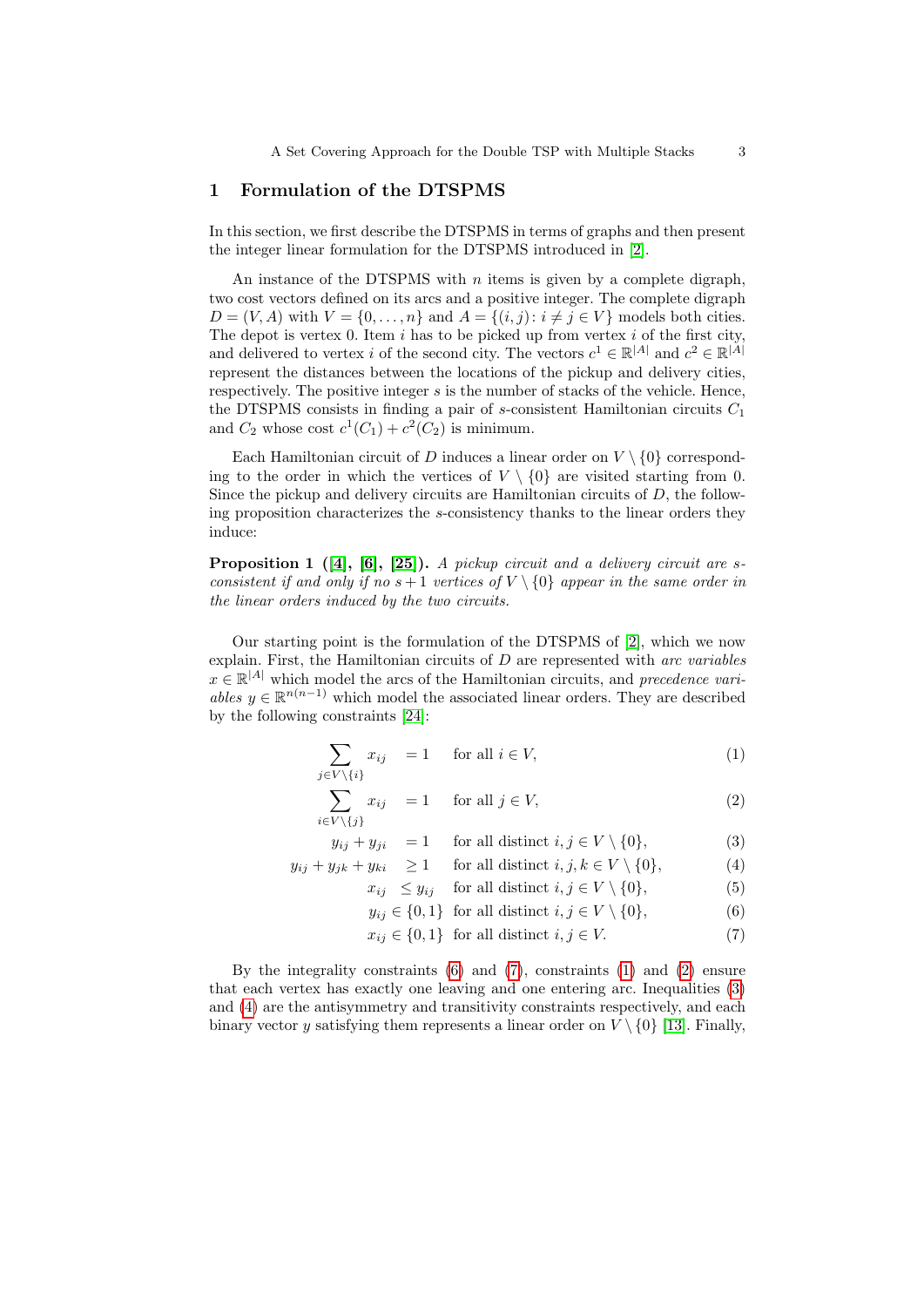## 1 Formulation of the DTSPMS

In this section, we first describe the DTSPMS in terms of graphs and then present the integer linear formulation for the DTSPMS introduced in [2].

An instance of the DTSPMS with $n$ items is given by a complete digraph, two cost vectors defined on its arcs and a positive integer. The complete digraph $D = (V, A)$ with $V = \{0, \dots, n\}$ and $A = \{(i, j) : i \neq j \in V\}$ models both cities. The depot is vertex 0. Item $i$ has to be picked up from vertex $i$ of the first city, and delivered to vertex $i$ of the second city. The vectors $c^1 \in \mathbb{R}^{|A|}$ and $c^2 \in \mathbb{R}^{|A|}$ represent the distances between the locations of the pickup and delivery cities, respectively. The positive integer $s$ is the number of stacks of the vehicle. Hence, the DTSPMS consists in finding a pair of $s$-consistent Hamiltonian circuits $C_1$ and $C_2$ whose cost $c^1(C_1) + c^2(C_2)$ is minimum.

Each Hamiltonian circuit of $D$ induces a linear order on $V \setminus \{0\}$ corresponding to the order in which the vertices of $V \setminus \{0\}$ are visited starting from 0. Since the pickup and delivery circuits are Hamiltonian circuits of $D$, the following proposition characterizes the $s$-consistency thanks to the linear orders they induce:

**Proposition 1 ([4], [6], [25]).** *A pickup circuit and a delivery circuit are $s$-consistent if and only if no $s+1$ vertices of $V \setminus \{0\}$ appear in the same order in the linear orders induced by the two circuits.*

Our starting point is the formulation of the DTSPMS of [2], which we now explain. First, the Hamiltonian circuits of $D$ are represented with *arc variables* $x \in \mathbb{R}^{|A|}$ which model the arcs of the Hamiltonian circuits, and *precedence variables* $y \in \mathbb{R}^{n(n-1)}$ which model the associated linear orders. They are described by the following constraints [24]:

$$\sum_{j \in V \setminus \{i\}} x_{ij} = 1 \quad \text{for all } i \in V, \tag{1}$$

$$\sum_{i \in V \setminus \{j\}} x_{ij} = 1 \quad \text{for all } j \in V, \tag{2}$$

$$y_{ij} + y_{ji} = 1 \quad \text{for all distinct } i, j \in V \setminus \{0\}, \tag{3}$$

$$y_{ij} + y_{jk} + y_{ki} \geq 1 \quad \text{for all distinct } i, j, k \in V \setminus \{0\}, \tag{4}$$

$$x_{ij} \leq y_{ij} \quad \text{for all distinct } i, j \in V \setminus \{0\}, \tag{5}$$

$$y_{ij} \in \{0, 1\} \quad \text{for all distinct } i, j \in V \setminus \{0\}, \tag{6}$$

$$x_{ij} \in \{0, 1\} \quad \text{for all distinct } i, j \in V. \tag{7}$$

By the integrality constraints (6) and (7), constraints (1) and (2) ensure that each vertex has exactly one leaving and one entering arc. Inequalities (3) and (4) are the antisymmetry and transitivity constraints respectively, and each binary vector $y$ satisfying them represents a linear order on $V \setminus \{0\}$ [13]. Finally,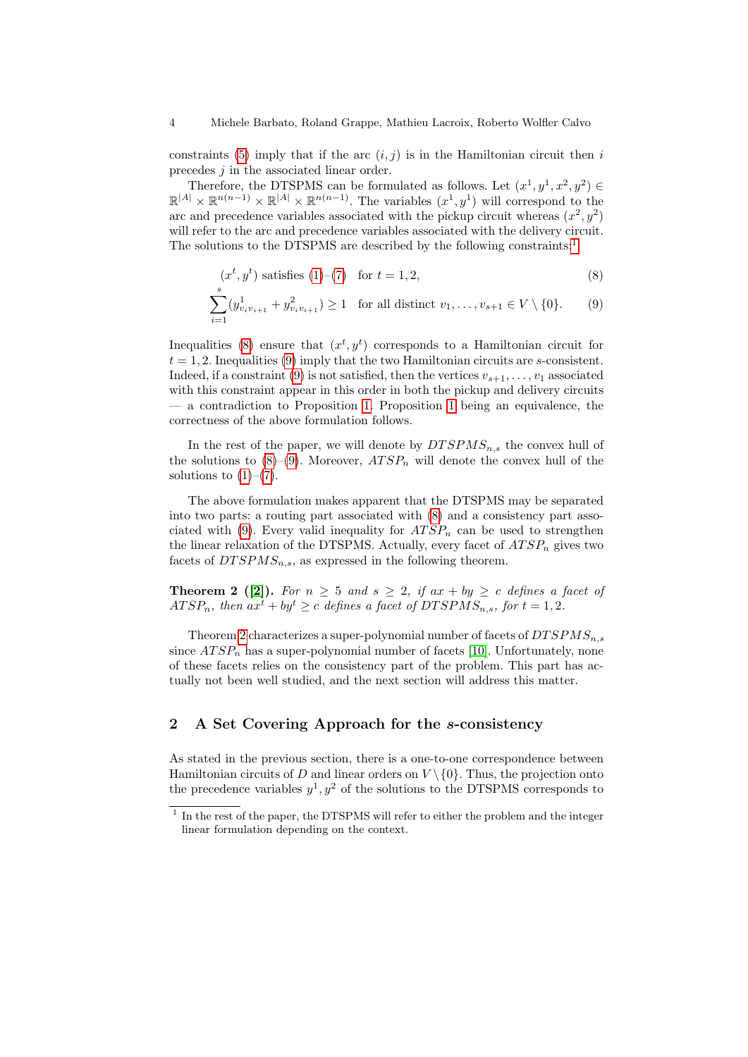constraints (5) imply that if the arc $(i, j)$ is in the Hamiltonian circuit then $i$ precedes $j$ in the associated linear order.

Therefore, the DTSPMS can be formulated as follows. Let $(x^1, y^1, x^2, y^2) \in \mathbb{R}^{|A|} \times \mathbb{R}^{n(n-1)} \times \mathbb{R}^{|A|} \times \mathbb{R}^{n(n-1)}$. The variables $(x^1, y^1)$ will correspond to the arc and precedence variables associated with the pickup circuit whereas $(x^2, y^2)$ will refer to the arc and precedence variables associated with the delivery circuit. The solutions to the DTSPMS are described by the following constraints:[1]

$$(x^t, y^t) \text{ satisfies } (1)–(7) \quad \text{for } t = 1, 2, \tag{8}$$

$$\sum_{i=1}^{s} (y^1_{v_i v_{i+1}} + y^2_{v_i v_{i+1}}) \geq 1 \quad \text{for all distinct } v_1, \ldots, v_{s+1} \in V \setminus \{0\}. \tag{9}$$

Inequalities (8) ensure that $(x^t, y^t)$ corresponds to a Hamiltonian circuit for $t = 1, 2$. Inequalities (9) imply that the two Hamiltonian circuits are $s$-consistent. Indeed, if a constraint (9) is not satisfied, then the vertices $v_{s+1}, \ldots, v_1$ associated with this constraint appear in this order in both the pickup and delivery circuits — a contradiction to Proposition 1. Proposition 1 being an equivalence, the correctness of the above formulation follows.

In the rest of the paper, we will denote by $DTSPMS_{n,s}$ the convex hull of the solutions to (8)–(9). Moreover, $ATSP_n$ will denote the convex hull of the solutions to (1)–(7).

The above formulation makes apparent that the DTSPMS may be separated into two parts: a routing part associated with (8) and a consistency part associated with (9). Every valid inequality for $ATSP_n$ can be used to strengthen the linear relaxation of the DTSPMS. Actually, every facet of $ATSP_n$ gives two facets of $DTSPMS_{n,s}$, as expressed in the following theorem.

**Theorem 2 ([2]).** *For $n \geq 5$ and $s \geq 2$, if $ax + by \geq c$ defines a facet of $ATSP_n$, then $ax^t + by^t \geq c$ defines a facet of $DTSPMS_{n,s}$, for $t = 1, 2$.*

Theorem 2 characterizes a super-polynomial number of facets of $DTSPMS_{n,s}$ since $ATSP_n$ has a super-polynomial number of facets [10]. Unfortunately, none of these facets relies on the consistency part of the problem. This part has actually not been well studied, and the next section will address this matter.

## 2 A Set Covering Approach for the $s$-consistency

As stated in the previous section, there is a one-to-one correspondence between Hamiltonian circuits of $D$ and linear orders on $V \setminus \{0\}$. Thus, the projection onto the precedence variables $y^1, y^2$ of the solutions to the DTSPMS corresponds to

[1] In the rest of the paper, the DTSPMS will refer to either the problem and the integer linear formulation depending on the context.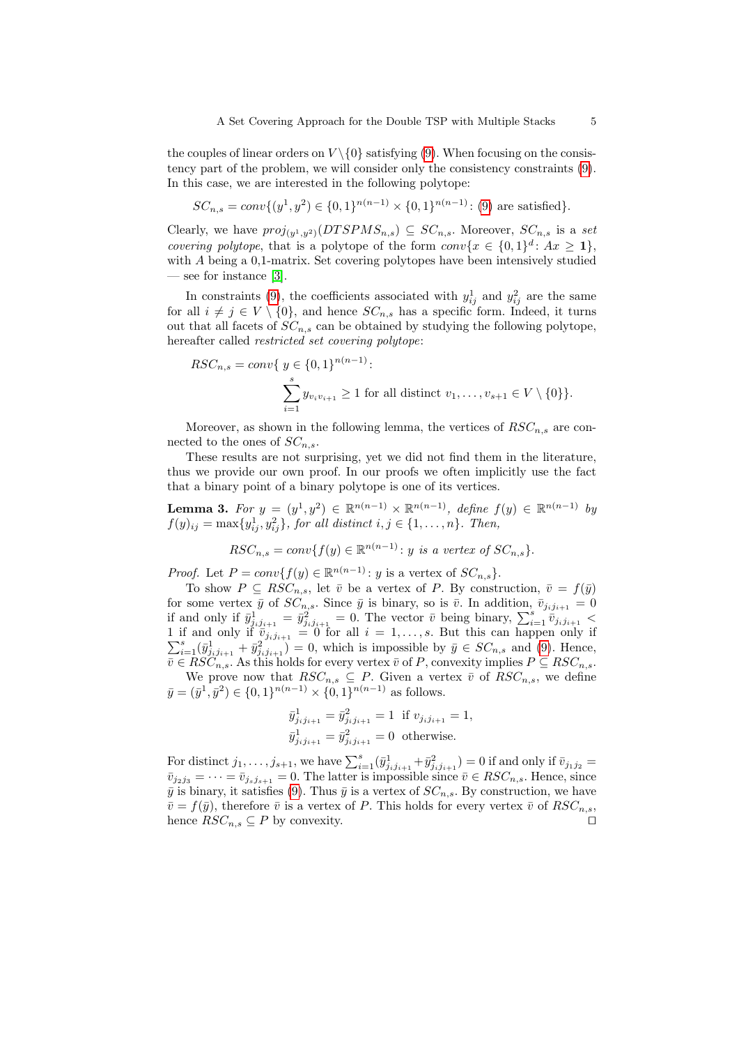the couples of linear orders on $V \setminus \{0\}$ satisfying (9). When focusing on the consistency part of the problem, we will consider only the consistency constraints (9). In this case, we are interested in the following polytope:

$$SC_{n,s} = conv\{(y^1, y^2) \in \{0,1\}^{n(n-1)} \times \{0,1\}^{n(n-1)} \colon (9) \text{ are satisfied}\}.$$

Clearly, we have $proj_{(y^1,y^2)}(DTSPMS_{n,s}) \subseteq SC_{n,s}$. Moreover, $SC_{n,s}$ is a *set covering polytope*, that is a polytope of the form $conv\{x \in \{0,1\}^d \colon Ax \geq \mathbf{1}\}$, with $A$ being a 0,1-matrix. Set covering polytopes have been intensively studied — see for instance [3].

In constraints (9), the coefficients associated with $y^1_{ij}$ and $y^2_{ij}$ are the same for all $i \neq j \in V \setminus \{0\}$, and hence $SC_{n,s}$ has a specific form. Indeed, it turns out that all facets of $SC_{n,s}$ can be obtained by studying the following polytope, hereafter called *restricted set covering polytope*:

$$RSC_{n,s} = conv\{\ y \in \{0,1\}^{n(n-1)} \colon \sum_{i=1}^{s} y_{v_i v_{i+1}} \geq 1 \text{ for all distinct } v_1, \ldots, v_{s+1} \in V \setminus \{0\}\}.$$

Moreover, as shown in the following lemma, the vertices of $RSC_{n,s}$ are connected to the ones of $SC_{n,s}$.

These results are not surprising, yet we did not find them in the literature, thus we provide our own proof. In our proofs we often implicitly use the fact that a binary point of a binary polytope is one of its vertices.

**Lemma 3.** *For $y = (y^1, y^2) \in \mathbb{R}^{n(n-1)} \times \mathbb{R}^{n(n-1)}$, define $f(y) \in \mathbb{R}^{n(n-1)}$ by $f(y)_{ij} = \max\{y^1_{ij}, y^2_{ij}\}$, for all distinct $i, j \in \{1, \ldots, n\}$. Then,*

$$RSC_{n,s} = conv\{f(y) \in \mathbb{R}^{n(n-1)} \colon y \text{ is a vertex of } SC_{n,s}\}.$$

*Proof.* Let $P = conv\{f(y) \in \mathbb{R}^{n(n-1)} \colon y \text{ is a vertex of } SC_{n,s}\}$.

To show $P \subseteq RSC_{n,s}$, let $\bar{v}$ be a vertex of $P$. By construction, $\bar{v} = f(\bar{y})$ for some vertex $\bar{y}$ of $SC_{n,s}$. Since $\bar{y}$ is binary, so is $\bar{v}$. In addition, $\bar{v}_{j_i j_{i+1}} = 0$ if and only if $\bar{y}^1_{j_i j_{i+1}} = \bar{y}^2_{j_i j_{i+1}} = 0$. The vector $\bar{v}$ being binary, $\sum_{i=1}^{s} \bar{v}_{j_i j_{i+1}} < 1$ if and only if $\bar{v}_{j_i j_{i+1}} = 0$ for all $i = 1, \ldots, s$. But this can happen only if $\sum_{i=1}^{s} (\bar{y}^1_{j_i j_{i+1}} + \bar{y}^2_{j_i j_{i+1}}) = 0$, which is impossible by $\bar{y} \in SC_{n,s}$ and (9). Hence, $\bar{v} \in RSC_{n,s}$. As this holds for every vertex $\bar{v}$ of $P$, convexity implies $P \subseteq RSC_{n,s}$.

We prove now that $RSC_{n,s} \subseteq P$. Given a vertex $\bar{v}$ of $RSC_{n,s}$, we define $\bar{y} = (\bar{y}^1, \bar{y}^2) \in \{0,1\}^{n(n-1)} \times \{0,1\}^{n(n-1)}$ as follows.

$$\bar{y}^1_{j_i j_{i+1}} = \bar{y}^2_{j_i j_{i+1}} = 1 \ \text{ if } v_{j_i j_{i+1}} = 1,$$
$$\bar{y}^1_{j_i j_{i+1}} = \bar{y}^2_{j_i j_{i+1}} = 0 \ \text{ otherwise.}$$

For distinct $j_1, \ldots, j_{s+1}$, we have $\sum_{i=1}^{s} (\bar{y}^1_{j_i j_{i+1}} + \bar{y}^2_{j_i j_{i+1}}) = 0$ if and only if $\bar{v}_{j_1 j_2} = \bar{v}_{j_2 j_3} = \cdots = \bar{v}_{j_s j_{s+1}} = 0$. The latter is impossible since $\bar{v} \in RSC_{n,s}$. Hence, since $\bar{y}$ is binary, it satisfies (9). Thus $\bar{y}$ is a vertex of $SC_{n,s}$. By construction, we have $\bar{v} = f(\bar{y})$, therefore $\bar{v}$ is a vertex of $P$. This holds for every vertex $\bar{v}$ of $RSC_{n,s}$, hence $RSC_{n,s} \subseteq P$ by convexity. $\square$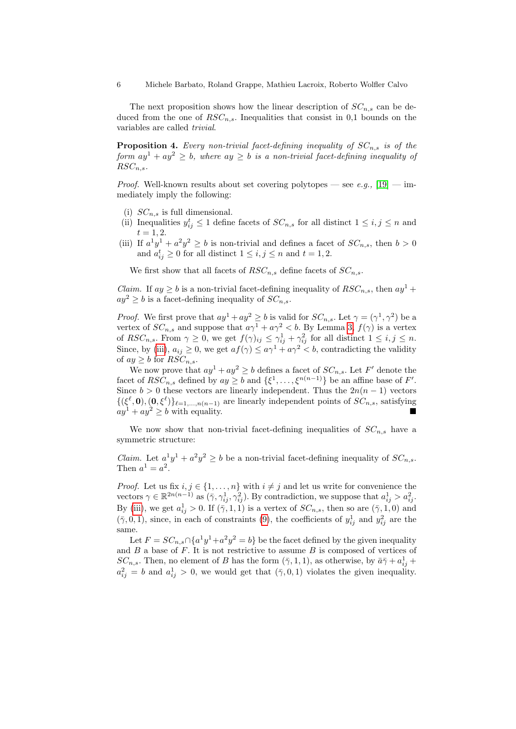The next proposition shows how the linear description of $SC_{n,s}$ can be deduced from the one of $RSC_{n,s}$. Inequalities that consist in 0,1 bounds on the variables are called *trivial*.

**Proposition 4.** *Every non-trivial facet-defining inequality of $SC_{n,s}$ is of the form $ay^1 + ay^2 \geq b$, where $ay \geq b$ is a non-trivial facet-defining inequality of $RSC_{n,s}$.*

*Proof.* Well-known results about set covering polytopes — see *e.g.,* [19] — immediately imply the following:

(i) $SC_{n,s}$ is full dimensional.
(ii) Inequalities $y^t_{ij} \leq 1$ define facets of $SC_{n,s}$ for all distinct $1 \leq i, j \leq n$ and $t = 1, 2$.
(iii) If $a^1y^1 + a^2y^2 \geq b$ is non-trivial and defines a facet of $SC_{n,s}$, then $b > 0$ and $a^t_{ij} \geq 0$ for all distinct $1 \leq i, j \leq n$ and $t = 1, 2$.

We first show that all facets of $RSC_{n,s}$ define facets of $SC_{n,s}$.

*Claim.* If $ay \geq b$ is a non-trivial facet-defining inequality of $RSC_{n,s}$, then $ay^1 + ay^2 \geq b$ is a facet-defining inequality of $SC_{n,s}$.

*Proof.* We first prove that $ay^1 + ay^2 \geq b$ is valid for $SC_{n,s}$. Let $\gamma = (\gamma^1, \gamma^2)$ be a vertex of $SC_{n,s}$ and suppose that $a\gamma^1 + a\gamma^2 < b$. By Lemma 3, $f(\gamma)$ is a vertex of $RSC_{n,s}$. From $\gamma \geq 0$, we get $f(\gamma)_{ij} \leq \gamma^1_{ij} + \gamma^2_{ij}$ for all distinct $1 \leq i, j \leq n$. Since, by (iii), $a_{ij} \geq 0$, we get $af(\gamma) \leq a\gamma^1 + a\gamma^2 < b$, contradicting the validity of $ay \geq b$ for $RSC_{n,s}$.

We now prove that $ay^1 + ay^2 \geq b$ defines a facet of $SC_{n,s}$. Let $F'$ denote the facet of $RSC_{n,s}$ defined by $ay \geq b$ and $\{\xi^1, \ldots, \xi^{n(n-1)}\}$ be an affine base of $F'$. Since $b > 0$ these vectors are linearly independent. Thus the $2n(n-1)$ vectors $\{(\xi^\ell, \mathbf{0}), (\mathbf{0}, \xi^\ell)\}_{\ell=1,\ldots,n(n-1)}$ are linearly independent points of $SC_{n,s}$, satisfying $ay^1 + ay^2 \geq b$ with equality. ■

We now show that non-trivial facet-defining inequalities of $SC_{n,s}$ have a symmetric structure:

*Claim.* Let $a^1y^1 + a^2y^2 \geq b$ be a non-trivial facet-defining inequality of $SC_{n,s}$. Then $a^1 = a^2$.

*Proof.* Let us fix $i, j \in \{1, \ldots, n\}$ with $i \neq j$ and let us write for convenience the vectors $\gamma \in \mathbb{R}^{2n(n-1)}$ as $(\bar{\gamma}, \gamma^1_{ij}, \gamma^2_{ij})$. By contradiction, we suppose that $a^1_{ij} > a^2_{ij}$. By (iii), we get $a^1_{ij} > 0$. If $(\bar{\gamma}, 1, 1)$ is a vertex of $SC_{n,s}$, then so are $(\bar{\gamma}, 1, 0)$ and $(\bar{\gamma}, 0, 1)$, since, in each of constraints (9), the coefficients of $y^1_{ij}$ and $y^2_{ij}$ are the same.

Let $F = SC_{n,s} \cap \{a^1y^1 + a^2y^2 = b\}$ be the facet defined by the given inequality and $B$ a base of $F$. It is not restrictive to assume $B$ is composed of vertices of $SC_{n,s}$. Then, no element of $B$ has the form $(\bar{\gamma}, 1, 1)$, as otherwise, by $\bar{a}\bar{\gamma} + a^1_{ij} + a^2_{ij} = b$ and $a^1_{ij} > 0$, we would get that $(\bar{\gamma}, 0, 1)$ violates the given inequality.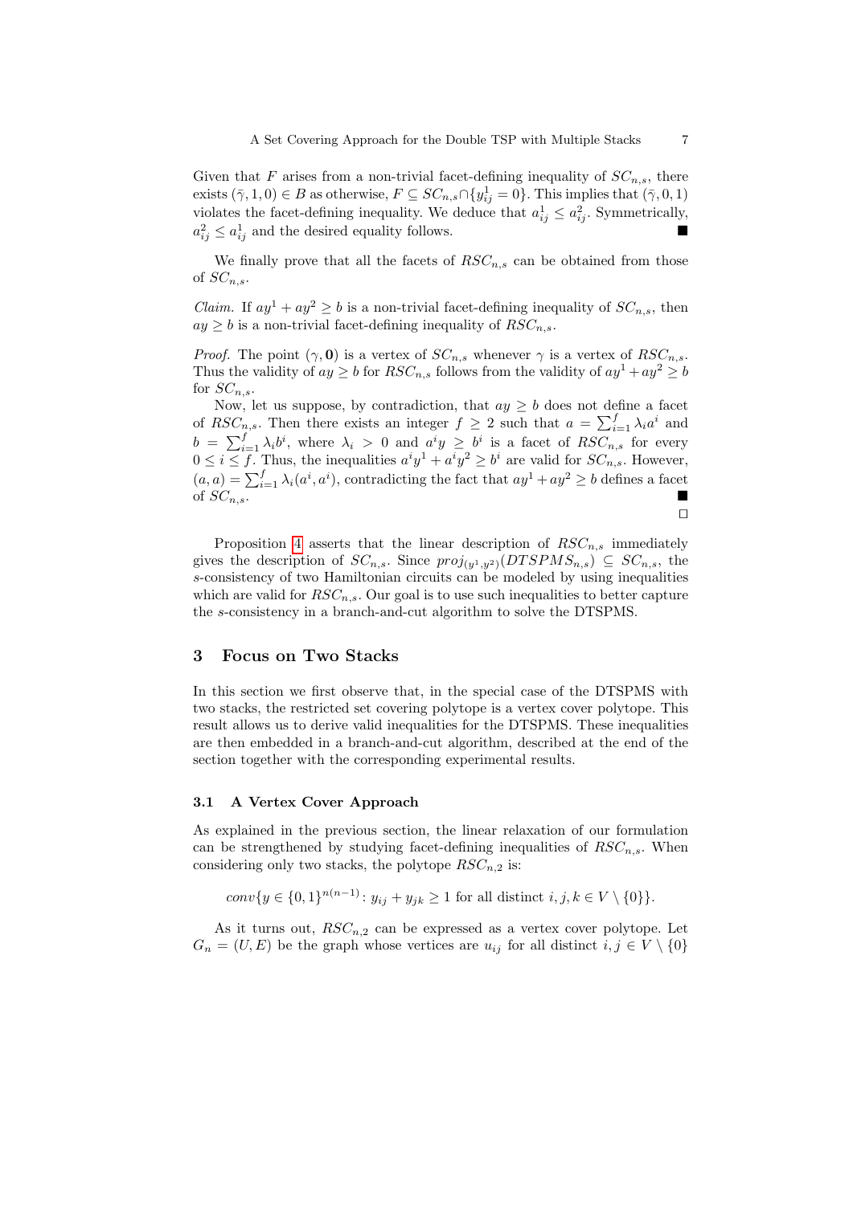Given that $F$ arises from a non-trivial facet-defining inequality of $SC_{n,s}$, there exists $(\bar{\gamma}, 1, 0) \in B$ as otherwise, $F \subseteq SC_{n,s} \cap \{y^1_{ij} = 0\}$. This implies that $(\bar{\gamma}, 0, 1)$ violates the facet-defining inequality. We deduce that $a^1_{ij} \leq a^2_{ij}$. Symmetrically, $a^2_{ij} \leq a^1_{ij}$ and the desired equality follows. ∎

We finally prove that all the facets of $RSC_{n,s}$ can be obtained from those of $SC_{n,s}$.

*Claim.* If $ay^1 + ay^2 \geq b$ is a non-trivial facet-defining inequality of $SC_{n,s}$, then $ay \geq b$ is a non-trivial facet-defining inequality of $RSC_{n,s}$.

*Proof.* The point $(\gamma, \mathbf{0})$ is a vertex of $SC_{n,s}$ whenever $\gamma$ is a vertex of $RSC_{n,s}$. Thus the validity of $ay \geq b$ for $RSC_{n,s}$ follows from the validity of $ay^1 + ay^2 \geq b$ for $SC_{n,s}$.

Now, let us suppose, by contradiction, that $ay \geq b$ does not define a facet of $RSC_{n,s}$. Then there exists an integer $f \geq 2$ such that $a = \sum_{i=1}^{f} \lambda_i a^i$ and $b = \sum_{i=1}^{f} \lambda_i b^i$, where $\lambda_i > 0$ and $a^i y \geq b^i$ is a facet of $RSC_{n,s}$ for every $0 \leq i \leq f$. Thus, the inequalities $a^i y^1 + a^i y^2 \geq b^i$ are valid for $SC_{n,s}$. However, $(a, a) = \sum_{i=1}^{f} \lambda_i (a^i, a^i)$, contradicting the fact that $ay^1 + ay^2 \geq b$ defines a facet of $SC_{n,s}$. ∎

□

Proposition 4 asserts that the linear description of $RSC_{n,s}$ immediately gives the description of $SC_{n,s}$. Since $proj_{(y^1,y^2)}(DTSPMS_{n,s}) \subseteq SC_{n,s}$, the $s$-consistency of two Hamiltonian circuits can be modeled by using inequalities which are valid for $RSC_{n,s}$. Our goal is to use such inequalities to better capture the $s$-consistency in a branch-and-cut algorithm to solve the DTSPMS.

## 3 Focus on Two Stacks

In this section we first observe that, in the special case of the DTSPMS with two stacks, the restricted set covering polytope is a vertex cover polytope. This result allows us to derive valid inequalities for the DTSPMS. These inequalities are then embedded in a branch-and-cut algorithm, described at the end of the section together with the corresponding experimental results.

### 3.1 A Vertex Cover Approach

As explained in the previous section, the linear relaxation of our formulation can be strengthened by studying facet-defining inequalities of $RSC_{n,s}$. When considering only two stacks, the polytope $RSC_{n,2}$ is:

$$conv\{y \in \{0,1\}^{n(n-1)} \colon y_{ij} + y_{jk} \geq 1 \text{ for all distinct } i, j, k \in V \setminus \{0\}\}.$$

As it turns out, $RSC_{n,2}$ can be expressed as a vertex cover polytope. Let $G_n = (U, E)$ be the graph whose vertices are $u_{ij}$ for all distinct $i, j \in V \setminus \{0\}$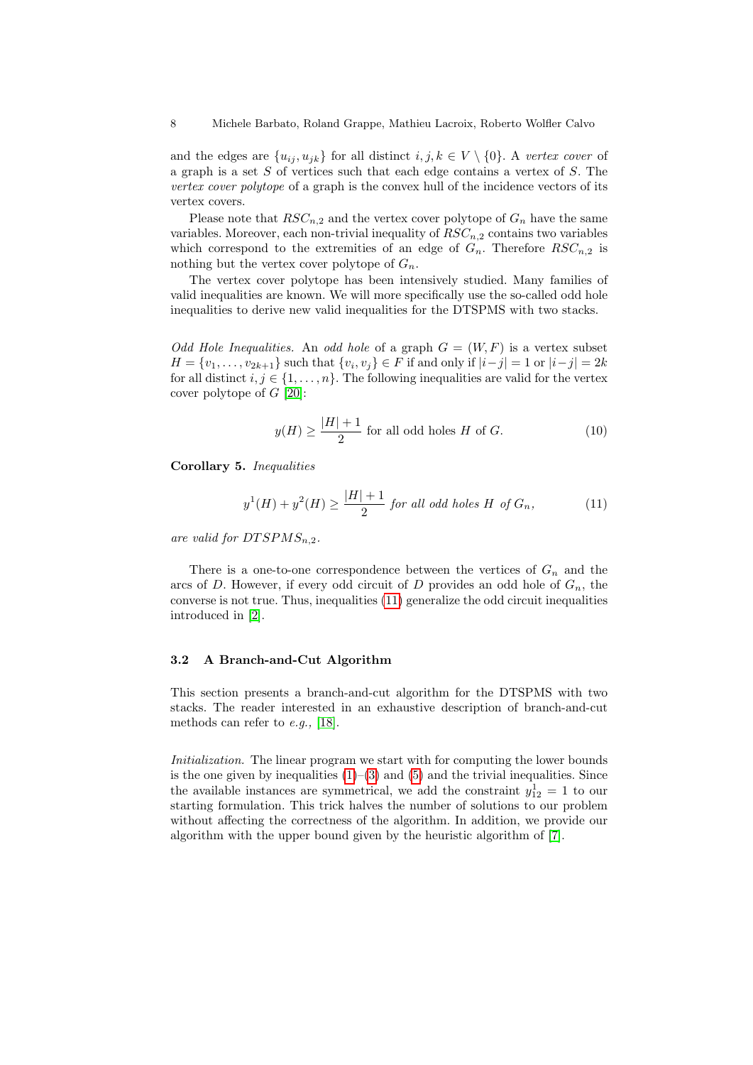and the edges are $\{u_{ij}, u_{jk}\}$ for all distinct $i, j, k \in V \setminus \{0\}$. A *vertex cover* of a graph is a set $S$ of vertices such that each edge contains a vertex of $S$. The *vertex cover polytope* of a graph is the convex hull of the incidence vectors of its vertex covers.

Please note that $RSC_{n,2}$ and the vertex cover polytope of $G_n$ have the same variables. Moreover, each non-trivial inequality of $RSC_{n,2}$ contains two variables which correspond to the extremities of an edge of $G_n$. Therefore $RSC_{n,2}$ is nothing but the vertex cover polytope of $G_n$.

The vertex cover polytope has been intensively studied. Many families of valid inequalities are known. We will more specifically use the so-called odd hole inequalities to derive new valid inequalities for the DTSPMS with two stacks.

*Odd Hole Inequalities.* An *odd hole* of a graph $G = (W, F)$ is a vertex subset $H = \{v_1, \ldots, v_{2k+1}\}$ such that $\{v_i, v_j\} \in F$ if and only if $|i-j| = 1$ or $|i-j| = 2k$ for all distinct $i, j \in \{1, \ldots, n\}$. The following inequalities are valid for the vertex cover polytope of $G$ [20]:

$$y(H) \geq \frac{|H|+1}{2} \text{ for all odd holes } H \text{ of } G. \tag{10}$$

**Corollary 5.** *Inequalities*

$$y^1(H) + y^2(H) \geq \frac{|H|+1}{2} \textit{ for all odd holes } H \textit{ of } G_n, \tag{11}$$

*are valid for* $DTSPMS_{n,2}$.

There is a one-to-one correspondence between the vertices of $G_n$ and the arcs of $D$. However, if every odd circuit of $D$ provides an odd hole of $G_n$, the converse is not true. Thus, inequalities (11) generalize the odd circuit inequalities introduced in [2].

### 3.2 A Branch-and-Cut Algorithm

This section presents a branch-and-cut algorithm for the DTSPMS with two stacks. The reader interested in an exhaustive description of branch-and-cut methods can refer to *e.g.*, [18].

*Initialization.* The linear program we start with for computing the lower bounds is the one given by inequalities (1)–(3) and (5) and the trivial inequalities. Since the available instances are symmetrical, we add the constraint $y^1_{12} = 1$ to our starting formulation. This trick halves the number of solutions to our problem without affecting the correctness of the algorithm. In addition, we provide our algorithm with the upper bound given by the heuristic algorithm of [7].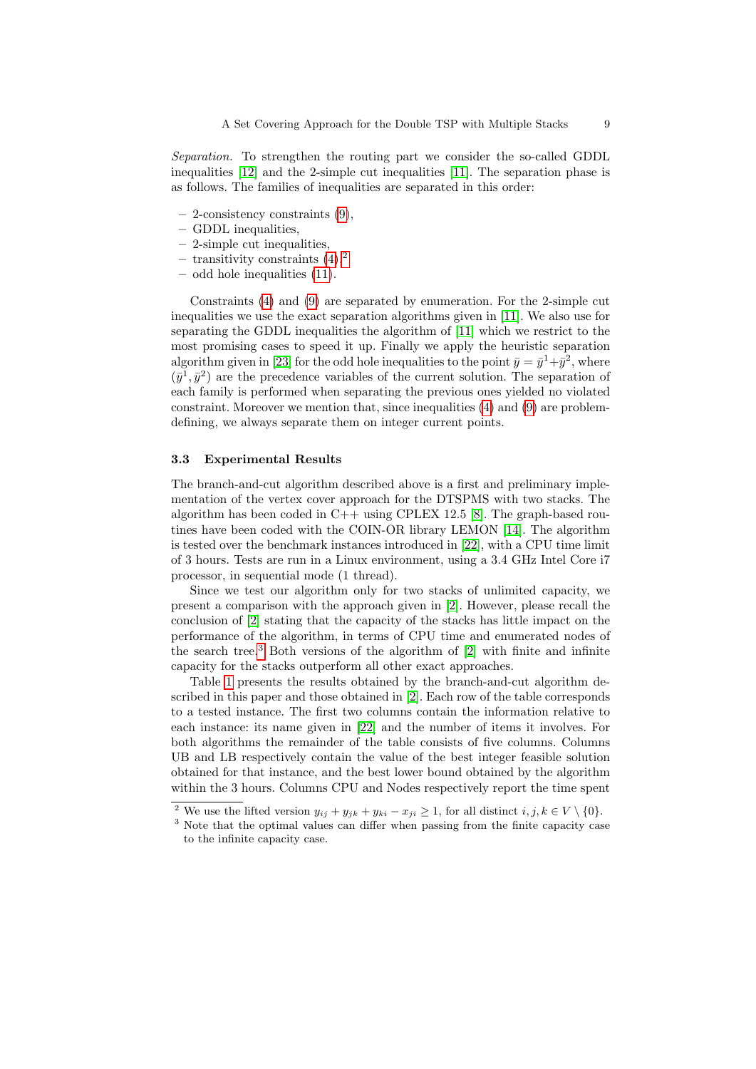*Separation.* To strengthen the routing part we consider the so-called GDDL inequalities [12] and the 2-simple cut inequalities [11]. The separation phase is as follows. The families of inequalities are separated in this order:

- 2-consistency constraints (9),
- GDDL inequalities,
- 2-simple cut inequalities,
- transitivity constraints (4),[2]
- odd hole inequalities (11).

Constraints (4) and (9) are separated by enumeration. For the 2-simple cut inequalities we use the exact separation algorithms given in [11]. We also use for separating the GDDL inequalities the algorithm of [11] which we restrict to the most promising cases to speed it up. Finally we apply the heuristic separation algorithm given in [23] for the odd hole inequalities to the point $\bar{y} = \bar{y}^1 + \bar{y}^2$, where $(\bar{y}^1, \bar{y}^2)$ are the precedence variables of the current solution. The separation of each family is performed when separating the previous ones yielded no violated constraint. Moreover we mention that, since inequalities (4) and (9) are problem-defining, we always separate them on integer current points.

### 3.3 Experimental Results

The branch-and-cut algorithm described above is a first and preliminary implementation of the vertex cover approach for the DTSPMS with two stacks. The algorithm has been coded in C++ using CPLEX 12.5 [8]. The graph-based routines have been coded with the COIN-OR library LEMON [14]. The algorithm is tested over the benchmark instances introduced in [22], with a CPU time limit of 3 hours. Tests are run in a Linux environment, using a 3.4 GHz Intel Core i7 processor, in sequential mode (1 thread).

Since we test our algorithm only for two stacks of unlimited capacity, we present a comparison with the approach given in [2]. However, please recall the conclusion of [2] stating that the capacity of the stacks has little impact on the performance of the algorithm, in terms of CPU time and enumerated nodes of the search tree.[3] Both versions of the algorithm of [2] with finite and infinite capacity for the stacks outperform all other exact approaches.

Table 1 presents the results obtained by the branch-and-cut algorithm described in this paper and those obtained in [2]. Each row of the table corresponds to a tested instance. The first two columns contain the information relative to each instance: its name given in [22] and the number of items it involves. For both algorithms the remainder of the table consists of five columns. Columns UB and LB respectively contain the value of the best integer feasible solution obtained for that instance, and the best lower bound obtained by the algorithm within the 3 hours. Columns CPU and Nodes respectively report the time spent

---

[2] We use the lifted version $y_{ij} + y_{jk} + y_{ki} - x_{ji} \geq 1$, for all distinct $i, j, k \in V \setminus \{0\}$.

[3] Note that the optimal values can differ when passing from the finite capacity case to the infinite capacity case.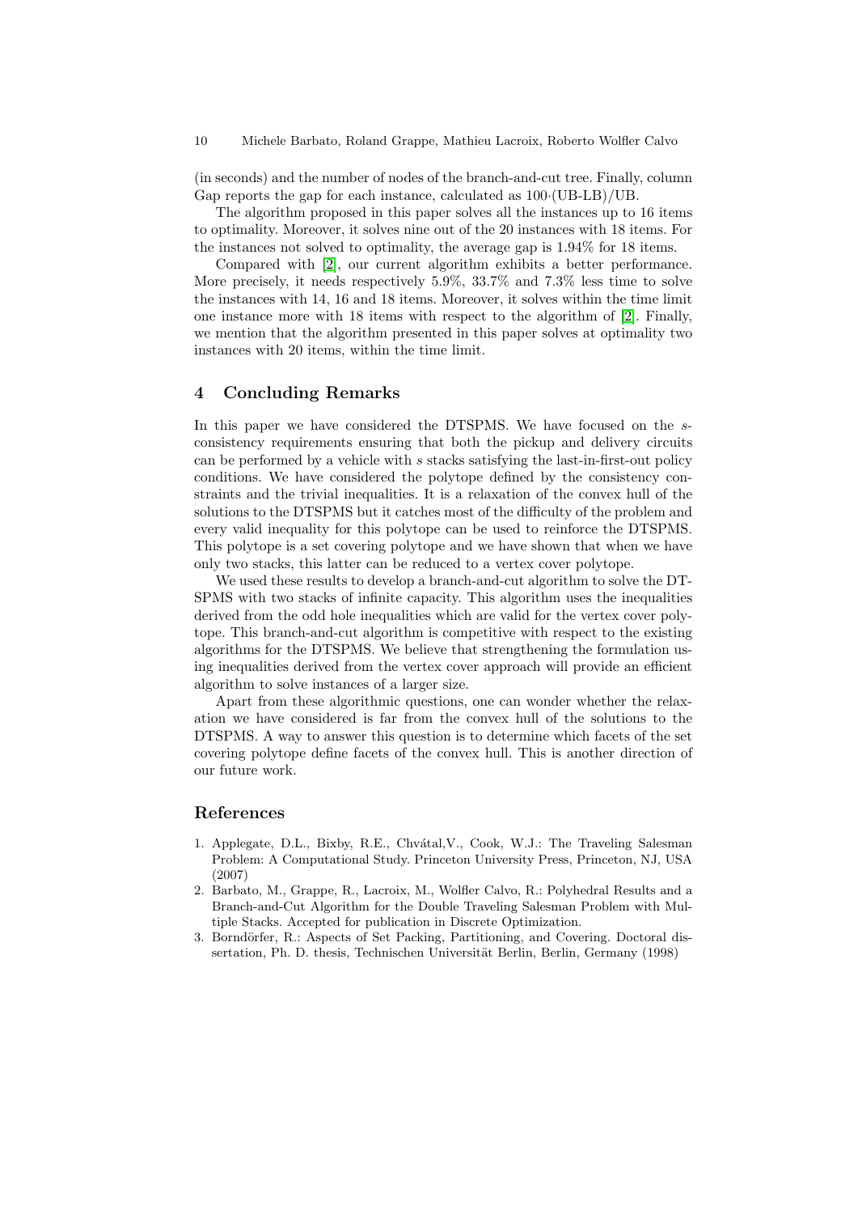(in seconds) and the number of nodes of the branch-and-cut tree. Finally, column Gap reports the gap for each instance, calculated as 100·(UB-LB)/UB.

The algorithm proposed in this paper solves all the instances up to 16 items to optimality. Moreover, it solves nine out of the 20 instances with 18 items. For the instances not solved to optimality, the average gap is 1.94% for 18 items.

Compared with [2], our current algorithm exhibits a better performance. More precisely, it needs respectively 5.9%, 33.7% and 7.3% less time to solve the instances with 14, 16 and 18 items. Moreover, it solves within the time limit one instance more with 18 items with respect to the algorithm of [2]. Finally, we mention that the algorithm presented in this paper solves at optimality two instances with 20 items, within the time limit.

## 4 Concluding Remarks

In this paper we have considered the DTSPMS. We have focused on the $s$-consistency requirements ensuring that both the pickup and delivery circuits can be performed by a vehicle with $s$ stacks satisfying the last-in-first-out policy conditions. We have considered the polytope defined by the consistency constraints and the trivial inequalities. It is a relaxation of the convex hull of the solutions to the DTSPMS but it catches most of the difficulty of the problem and every valid inequality for this polytope can be used to reinforce the DTSPMS. This polytope is a set covering polytope and we have shown that when we have only two stacks, this latter can be reduced to a vertex cover polytope.

We used these results to develop a branch-and-cut algorithm to solve the DTSPMS with two stacks of infinite capacity. This algorithm uses the inequalities derived from the odd hole inequalities which are valid for the vertex cover polytope. This branch-and-cut algorithm is competitive with respect to the existing algorithms for the DTSPMS. We believe that strengthening the formulation using inequalities derived from the vertex cover approach will provide an efficient algorithm to solve instances of a larger size.

Apart from these algorithmic questions, one can wonder whether the relaxation we have considered is far from the convex hull of the solutions to the DTSPMS. A way to answer this question is to determine which facets of the set covering polytope define facets of the convex hull. This is another direction of our future work.

## References

1. Applegate, D.L., Bixby, R.E., Chvátal,V., Cook, W.J.: The Traveling Salesman Problem: A Computational Study. Princeton University Press, Princeton, NJ, USA (2007)
2. Barbato, M., Grappe, R., Lacroix, M., Wolfler Calvo, R.: Polyhedral Results and a Branch-and-Cut Algorithm for the Double Traveling Salesman Problem with Multiple Stacks. Accepted for publication in Discrete Optimization.
3. Borndörfer, R.: Aspects of Set Packing, Partitioning, and Covering. Doctoral dissertation, Ph. D. thesis, Technischen Universität Berlin, Berlin, Germany (1998)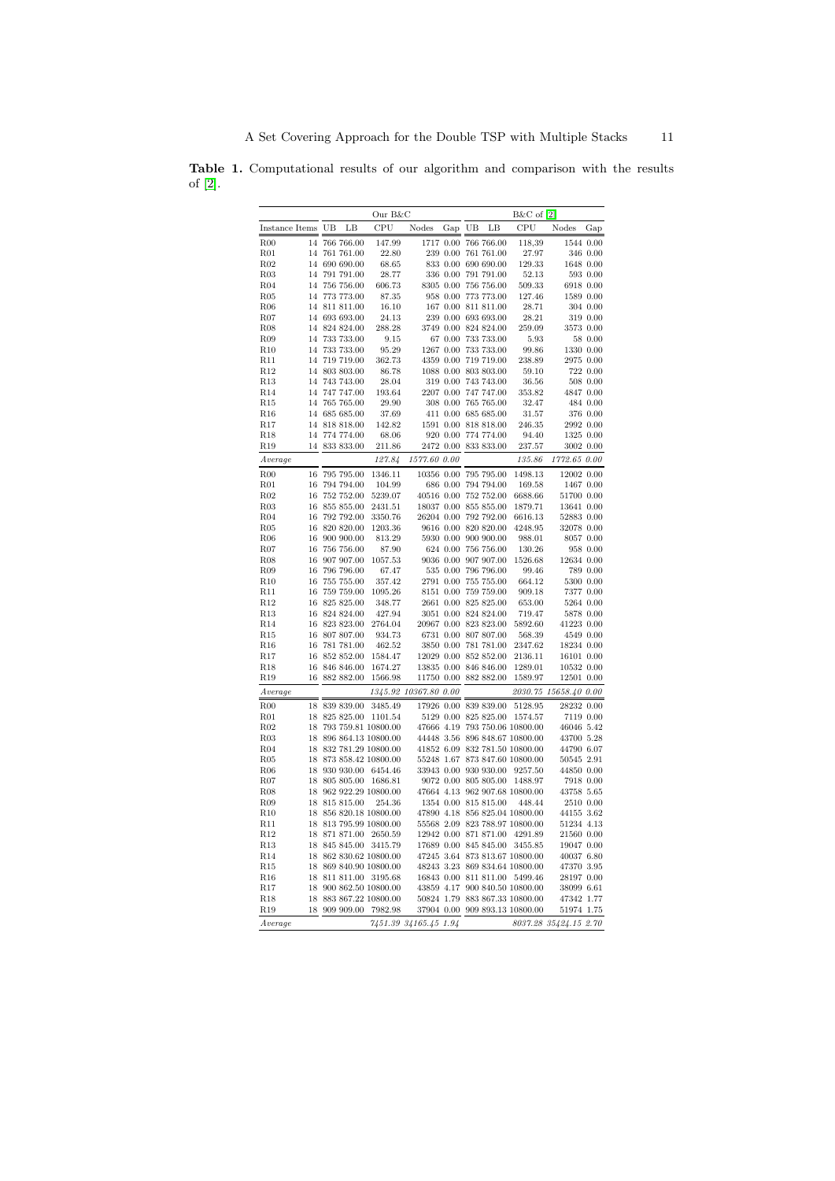**Table 1.** Computational results of our algorithm and comparison with the results of [2].

| | | Our B&C | | | | | B&C of [2] | | | | |
|---|---|---|---|---|---|---|---|---|---|---|---|
| Instance | Items | UB | LB | CPU | Nodes | Gap | UB | LB | CPU | Nodes | Gap |
| R00 | 14 | 766 | 766.00 | 147.99 | 1717 | 0.00 | 766 | 766.00 | 118.39 | 1544 | 0.00 |
| R01 | 14 | 761 | 761.00 | 22.80 | 239 | 0.00 | 761 | 761.00 | 27.97 | 346 | 0.00 |
| R02 | 14 | 690 | 690.00 | 68.65 | 833 | 0.00 | 690 | 690.00 | 129.33 | 1648 | 0.00 |
| R03 | 14 | 791 | 791.00 | 28.77 | 336 | 0.00 | 791 | 791.00 | 52.13 | 593 | 0.00 |
| R04 | 14 | 756 | 756.00 | 606.73 | 8305 | 0.00 | 756 | 756.00 | 509.33 | 6918 | 0.00 |
| R05 | 14 | 773 | 773.00 | 87.35 | 958 | 0.00 | 773 | 773.00 | 127.46 | 1589 | 0.00 |
| R06 | 14 | 811 | 811.00 | 16.10 | 167 | 0.00 | 811 | 811.00 | 28.71 | 304 | 0.00 |
| R07 | 14 | 693 | 693.00 | 24.13 | 239 | 0.00 | 693 | 693.00 | 28.21 | 319 | 0.00 |
| R08 | 14 | 824 | 824.00 | 288.28 | 3749 | 0.00 | 824 | 824.00 | 259.09 | 3573 | 0.00 |
| R09 | 14 | 733 | 733.00 | 9.15 | 67 | 0.00 | 733 | 733.00 | 5.93 | 58 | 0.00 |
| R10 | 14 | 733 | 733.00 | 95.29 | 1267 | 0.00 | 733 | 733.00 | 99.86 | 1330 | 0.00 |
| R11 | 14 | 719 | 719.00 | 362.73 | 4359 | 0.00 | 719 | 719.00 | 238.89 | 2975 | 0.00 |
| R12 | 14 | 803 | 803.00 | 86.78 | 1088 | 0.00 | 803 | 803.00 | 59.10 | 722 | 0.00 |
| R13 | 14 | 743 | 743.00 | 28.04 | 319 | 0.00 | 743 | 743.00 | 36.56 | 508 | 0.00 |
| R14 | 14 | 747 | 747.00 | 193.64 | 2207 | 0.00 | 747 | 747.00 | 353.82 | 4847 | 0.00 |
| R15 | 14 | 765 | 765.00 | 29.90 | 308 | 0.00 | 765 | 765.00 | 32.47 | 484 | 0.00 |
| R16 | 14 | 685 | 685.00 | 37.69 | 411 | 0.00 | 685 | 685.00 | 31.57 | 376 | 0.00 |
| R17 | 14 | 818 | 818.00 | 142.82 | 1591 | 0.00 | 818 | 818.00 | 246.35 | 2992 | 0.00 |
| R18 | 14 | 774 | 774.00 | 68.06 | 920 | 0.00 | 774 | 774.00 | 94.40 | 1325 | 0.00 |
| R19 | 14 | 833 | 833.00 | 211.86 | 2472 | 0.00 | 833 | 833.00 | 237.57 | 3002 | 0.00 |
| *Average* | | | | *127.84* | *1577.60* | *0.00* | | | *135.86* | *1772.65* | *0.00* |
| R00 | 16 | 795 | 795.00 | 1346.11 | 10356 | 0.00 | 795 | 795.00 | 1498.13 | 12002 | 0.00 |
| R01 | 16 | 794 | 794.00 | 104.99 | 686 | 0.00 | 794 | 794.00 | 169.58 | 1467 | 0.00 |
| R02 | 16 | 752 | 752.00 | 5239.07 | 40516 | 0.00 | 752 | 752.00 | 6688.66 | 51700 | 0.00 |
| R03 | 16 | 855 | 855.00 | 2431.51 | 18037 | 0.00 | 855 | 855.00 | 1879.71 | 13641 | 0.00 |
| R04 | 16 | 792 | 792.00 | 3350.76 | 26204 | 0.00 | 792 | 792.00 | 6616.13 | 52883 | 0.00 |
| R05 | 16 | 820 | 820.00 | 1203.36 | 9616 | 0.00 | 820 | 820.00 | 4248.95 | 32078 | 0.00 |
| R06 | 16 | 900 | 900.00 | 813.29 | 5930 | 0.00 | 900 | 900.00 | 988.01 | 8057 | 0.00 |
| R07 | 16 | 756 | 756.00 | 87.90 | 624 | 0.00 | 756 | 756.00 | 130.26 | 958 | 0.00 |
| R08 | 16 | 907 | 907.00 | 1057.53 | 9036 | 0.00 | 907 | 907.00 | 1526.68 | 12634 | 0.00 |
| R09 | 16 | 796 | 796.00 | 67.47 | 535 | 0.00 | 796 | 796.00 | 99.46 | 789 | 0.00 |
| R10 | 16 | 755 | 755.00 | 357.42 | 2791 | 0.00 | 755 | 755.00 | 664.12 | 5300 | 0.00 |
| R11 | 16 | 759 | 759.00 | 1095.26 | 8151 | 0.00 | 759 | 759.00 | 909.18 | 7377 | 0.00 |
| R12 | 16 | 825 | 825.00 | 348.77 | 2661 | 0.00 | 825 | 825.00 | 653.00 | 5264 | 0.00 |
| R13 | 16 | 824 | 824.00 | 427.94 | 3051 | 0.00 | 824 | 824.00 | 719.47 | 5878 | 0.00 |
| R14 | 16 | 823 | 823.00 | 2764.04 | 20967 | 0.00 | 823 | 823.00 | 5892.60 | 41223 | 0.00 |
| R15 | 16 | 807 | 807.00 | 934.73 | 6731 | 0.00 | 807 | 807.00 | 568.39 | 4549 | 0.00 |
| R16 | 16 | 781 | 781.00 | 462.52 | 3850 | 0.00 | 781 | 781.00 | 2347.62 | 18234 | 0.00 |
| R17 | 16 | 852 | 852.00 | 1584.47 | 12029 | 0.00 | 852 | 852.00 | 2136.11 | 16101 | 0.00 |
| R18 | 16 | 846 | 846.00 | 1674.27 | 13835 | 0.00 | 846 | 846.00 | 1289.01 | 10532 | 0.00 |
| R19 | 16 | 882 | 882.00 | 1566.98 | 11750 | 0.00 | 882 | 882.00 | 1589.97 | 12501 | 0.00 |
| *Average* | | | | *1345.92* | *10367.80* | *0.00* | | | *2030.75* | *15658.40* | *0.00* |
| R00 | 18 | 839 | 839.00 | 3485.49 | 17926 | 0.00 | 839 | 839.00 | 5128.95 | 28232 | 0.00 |
| R01 | 18 | 825 | 825.00 | 1101.54 | 5129 | 0.00 | 825 | 825.00 | 1574.57 | 7119 | 0.00 |
| R02 | 18 | 793 | 759.81 | 10800.00 | 47666 | 4.19 | 793 | 750.06 | 10800.00 | 46046 | 5.42 |
| R03 | 18 | 896 | 864.13 | 10800.00 | 44448 | 3.56 | 896 | 848.67 | 10800.00 | 43700 | 5.28 |
| R04 | 18 | 832 | 781.29 | 10800.00 | 41852 | 6.09 | 832 | 781.50 | 10800.00 | 44790 | 6.07 |
| R05 | 18 | 873 | 858.42 | 10800.00 | 55248 | 1.67 | 873 | 847.60 | 10800.00 | 50545 | 2.91 |
| R06 | 18 | 930 | 930.00 | 6454.46 | 33943 | 0.00 | 930 | 930.00 | 9257.50 | 44850 | 0.00 |
| R07 | 18 | 805 | 805.00 | 1686.81 | 9072 | 0.00 | 805 | 805.00 | 1488.97 | 7918 | 0.00 |
| R08 | 18 | 962 | 922.29 | 10800.00 | 47664 | 4.13 | 962 | 907.68 | 10800.00 | 43758 | 5.65 |
| R09 | 18 | 815 | 815.00 | 254.36 | 1354 | 0.00 | 815 | 815.00 | 448.44 | 2510 | 0.00 |
| R10 | 18 | 856 | 820.18 | 10800.00 | 47890 | 4.18 | 856 | 825.04 | 10800.00 | 44155 | 3.62 |
| R11 | 18 | 813 | 795.99 | 10800.00 | 55568 | 2.09 | 823 | 788.97 | 10800.00 | 51234 | 4.13 |
| R12 | 18 | 871 | 871.00 | 2650.59 | 12942 | 0.00 | 871 | 871.00 | 4291.89 | 21560 | 0.00 |
| R13 | 18 | 845 | 845.00 | 3415.79 | 17689 | 0.00 | 845 | 845.00 | 3455.85 | 19047 | 0.00 |
| R14 | 18 | 862 | 830.62 | 10800.00 | 47245 | 3.64 | 873 | 813.67 | 10800.00 | 40037 | 6.80 |
| R15 | 18 | 869 | 840.90 | 10800.00 | 48243 | 3.23 | 869 | 834.64 | 10800.00 | 47370 | 3.95 |
| R16 | 18 | 811 | 811.00 | 3195.68 | 16843 | 0.00 | 811 | 811.00 | 5499.46 | 28197 | 0.00 |
| R17 | 18 | 900 | 862.50 | 10800.00 | 43859 | 4.17 | 900 | 840.50 | 10800.00 | 38099 | 6.61 |
| R18 | 18 | 883 | 867.22 | 10800.00 | 50824 | 1.79 | 883 | 867.33 | 10800.00 | 47342 | 1.77 |
| R19 | 18 | 909 | 909.00 | 7982.98 | 37904 | 0.00 | 909 | 893.13 | 10800.00 | 51974 | 1.75 |
| *Average* | | | | *7451.39* | *34165.45* | *1.94* | | | *8037.28* | *35424.15* | *2.70* |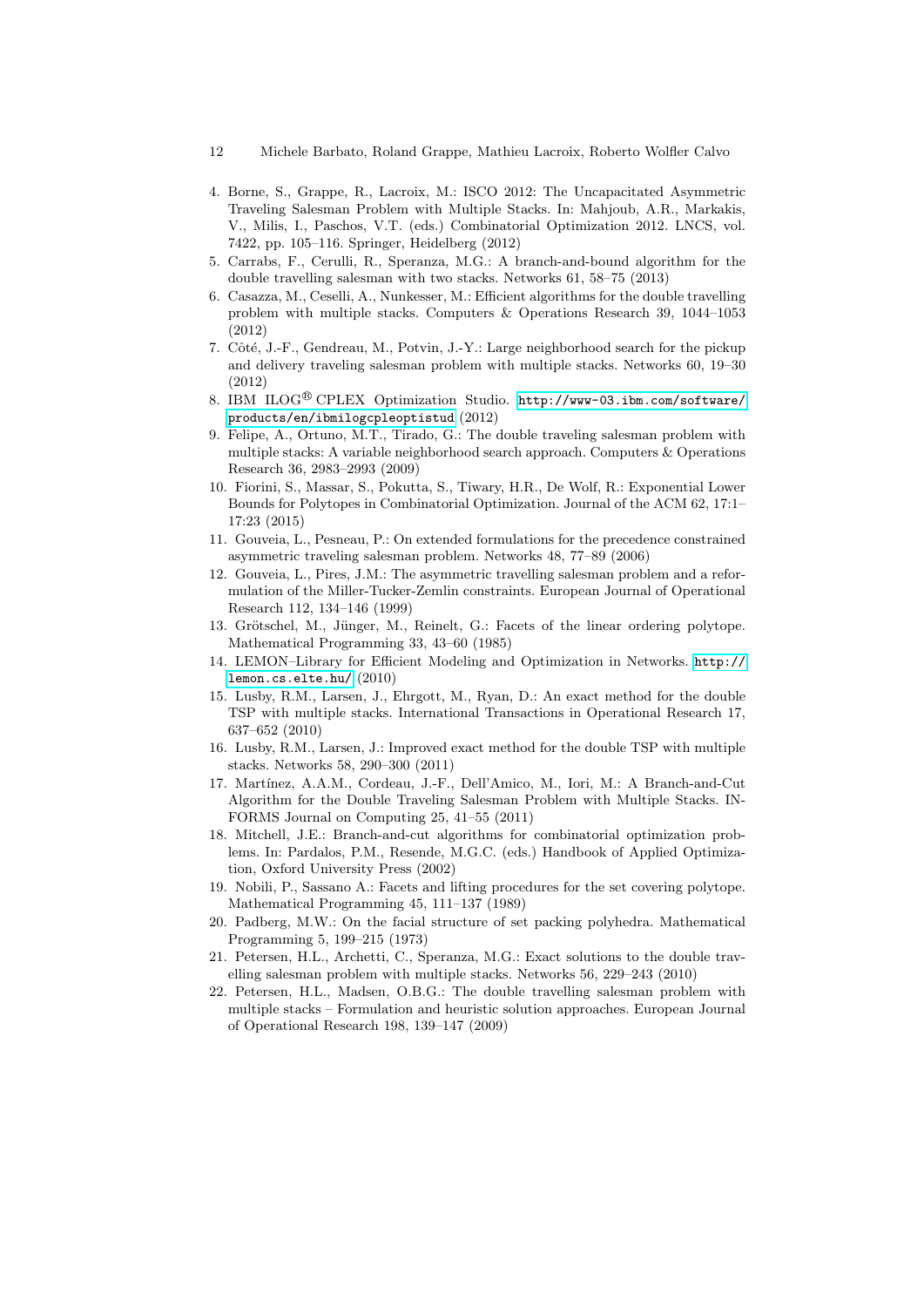4. Borne, S., Grappe, R., Lacroix, M.: ISCO 2012: The Uncapacitated Asymmetric Traveling Salesman Problem with Multiple Stacks. In: Mahjoub, A.R., Markakis, V., Milis, I., Paschos, V.T. (eds.) Combinatorial Optimization 2012. LNCS, vol. 7422, pp. 105–116. Springer, Heidelberg (2012)
5. Carrabs, F., Cerulli, R., Speranza, M.G.: A branch-and-bound algorithm for the double travelling salesman with two stacks. Networks 61, 58–75 (2013)
6. Casazza, M., Ceselli, A., Nunkesser, M.: Efficient algorithms for the double travelling problem with multiple stacks. Computers & Operations Research 39, 1044–1053 (2012)
7. Côté, J.-F., Gendreau, M., Potvin, J.-Y.: Large neighborhood search for the pickup and delivery traveling salesman problem with multiple stacks. Networks 60, 19–30 (2012)
8. IBM ILOG® CPLEX Optimization Studio. http://www-03.ibm.com/software/products/en/ibmilogcpleoptistud (2012)
9. Felipe, A., Ortuno, M.T., Tirado, G.: The double traveling salesman problem with multiple stacks: A variable neighborhood search approach. Computers & Operations Research 36, 2983–2993 (2009)
10. Fiorini, S., Massar, S., Pokutta, S., Tiwary, H.R., De Wolf, R.: Exponential Lower Bounds for Polytopes in Combinatorial Optimization. Journal of the ACM 62, 17:1–17:23 (2015)
11. Gouveia, L., Pesneau, P.: On extended formulations for the precedence constrained asymmetric traveling salesman problem. Networks 48, 77–89 (2006)
12. Gouveia, L., Pires, J.M.: The asymmetric travelling salesman problem and a reformulation of the Miller-Tucker-Zemlin constraints. European Journal of Operational Research 112, 134–146 (1999)
13. Grötschel, M., Jünger, M., Reinelt, G.: Facets of the linear ordering polytope. Mathematical Programming 33, 43–60 (1985)
14. LEMON–Library for Efficient Modeling and Optimization in Networks. http://lemon.cs.elte.hu/ (2010)
15. Lusby, R.M., Larsen, J., Ehrgott, M., Ryan, D.: An exact method for the double TSP with multiple stacks. International Transactions in Operational Research 17, 637–652 (2010)
16. Lusby, R.M., Larsen, J.: Improved exact method for the double TSP with multiple stacks. Networks 58, 290–300 (2011)
17. Martínez, A.A.M., Cordeau, J.-F., Dell'Amico, M., Iori, M.: A Branch-and-Cut Algorithm for the Double Traveling Salesman Problem with Multiple Stacks. INFORMS Journal on Computing 25, 41–55 (2011)
18. Mitchell, J.E.: Branch-and-cut algorithms for combinatorial optimization problems. In: Pardalos, P.M., Resende, M.G.C. (eds.) Handbook of Applied Optimization, Oxford University Press (2002)
19. Nobili, P., Sassano A.: Facets and lifting procedures for the set covering polytope. Mathematical Programming 45, 111–137 (1989)
20. Padberg, M.W.: On the facial structure of set packing polyhedra. Mathematical Programming 5, 199–215 (1973)
21. Petersen, H.L., Archetti, C., Speranza, M.G.: Exact solutions to the double travelling salesman problem with multiple stacks. Networks 56, 229–243 (2010)
22. Petersen, H.L., Madsen, O.B.G.: The double travelling salesman problem with multiple stacks – Formulation and heuristic solution approaches. European Journal of Operational Research 198, 139–147 (2009)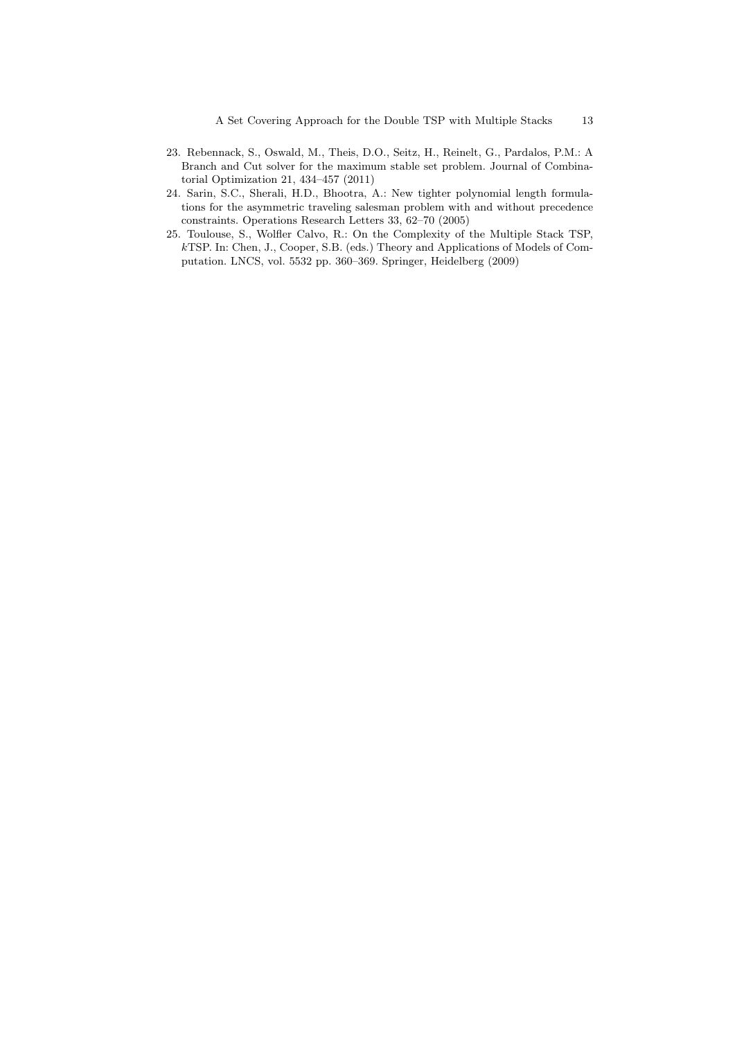23. Rebennack, S., Oswald, M., Theis, D.O., Seitz, H., Reinelt, G., Pardalos, P.M.: A Branch and Cut solver for the maximum stable set problem. Journal of Combinatorial Optimization 21, 434–457 (2011)
24. Sarin, S.C., Sherali, H.D., Bhootra, A.: New tighter polynomial length formulations for the asymmetric traveling salesman problem with and without precedence constraints. Operations Research Letters 33, 62–70 (2005)
25. Toulouse, S., Wolfler Calvo, R.: On the Complexity of the Multiple Stack TSP, *k*TSP. In: Chen, J., Cooper, S.B. (eds.) Theory and Applications of Models of Computation. LNCS, vol. 5532 pp. 360–369. Springer, Heidelberg (2009)